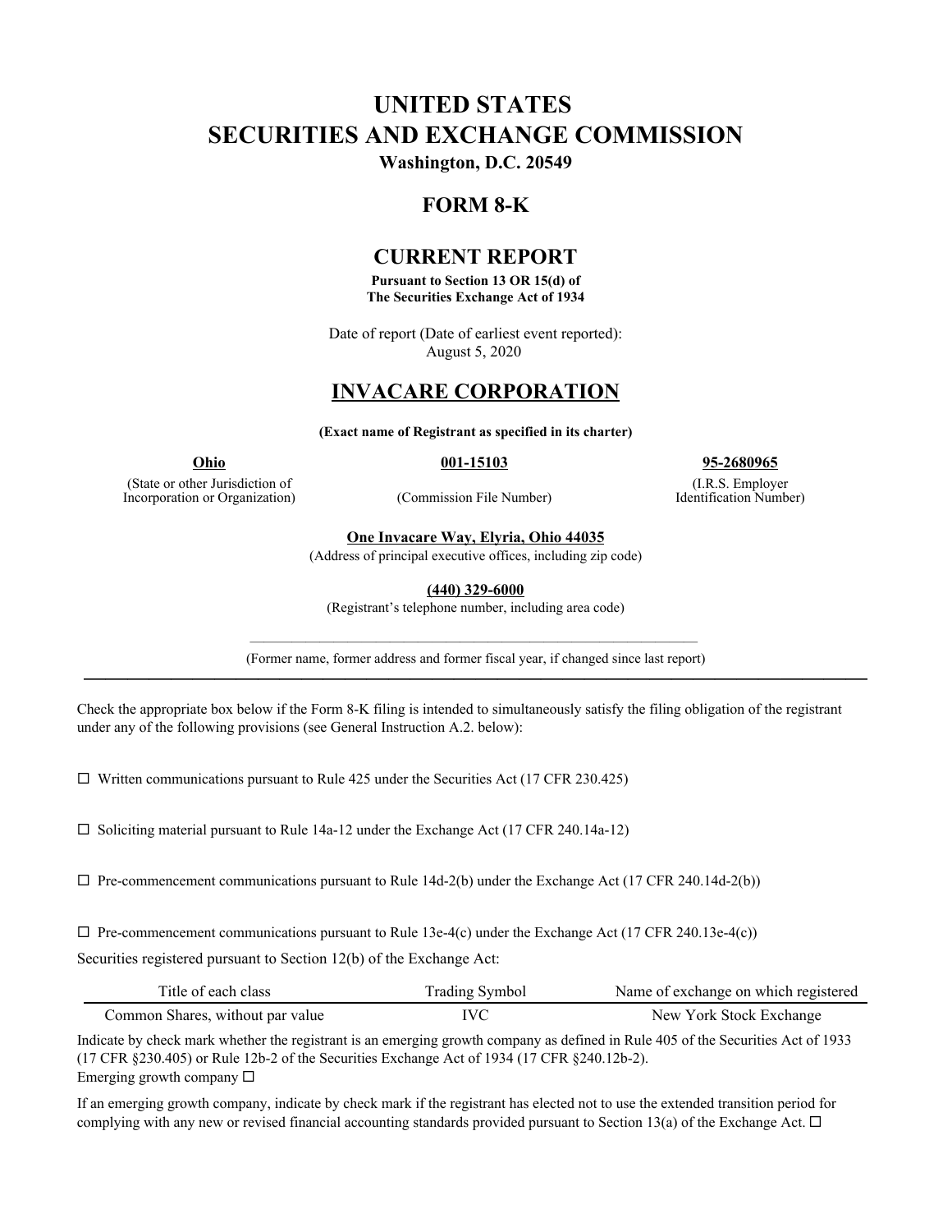# UNITED STATES
# SECURITIES AND EXCHANGE COMMISSION

**Washington, D.C. 20549**

## FORM 8-K

## CURRENT REPORT

**Pursuant to Section 13 OR 15(d) of**
**The Securities Exchange Act of 1934**

Date of report (Date of earliest event reported):
August 5, 2020

## INVACARE CORPORATION

**(Exact name of Registrant as specified in its charter)**

| **Ohio** | **001-15103** | **95-2680965** |
|---|---|---|
| (State or other Jurisdiction of Incorporation or Organization) | (Commission File Number) | (I.R.S. Employer Identification Number) |

**One Invacare Way, Elyria, Ohio 44035**
(Address of principal executive offices, including zip code)

**(440) 329-6000**
(Registrant's telephone number, including area code)

(Former name, former address and former fiscal year, if changed since last report)

---

Check the appropriate box below if the Form 8-K filing is intended to simultaneously satisfy the filing obligation of the registrant under any of the following provisions (see General Instruction A.2. below):

☐ Written communications pursuant to Rule 425 under the Securities Act (17 CFR 230.425)

☐ Soliciting material pursuant to Rule 14a-12 under the Exchange Act (17 CFR 240.14a-12)

☐ Pre-commencement communications pursuant to Rule 14d-2(b) under the Exchange Act (17 CFR 240.14d-2(b))

☐ Pre-commencement communications pursuant to Rule 13e-4(c) under the Exchange Act (17 CFR 240.13e-4(c))

Securities registered pursuant to Section 12(b) of the Exchange Act:

| Title of each class | Trading Symbol | Name of exchange on which registered |
|---|---|---|
| Common Shares, without par value | IVC | New York Stock Exchange |

Indicate by check mark whether the registrant is an emerging growth company as defined in Rule 405 of the Securities Act of 1933 (17 CFR §230.405) or Rule 12b-2 of the Securities Exchange Act of 1934 (17 CFR §240.12b-2).
Emerging growth company ☐

If an emerging growth company, indicate by check mark if the registrant has elected not to use the extended transition period for complying with any new or revised financial accounting standards provided pursuant to Section 13(a) of the Exchange Act. ☐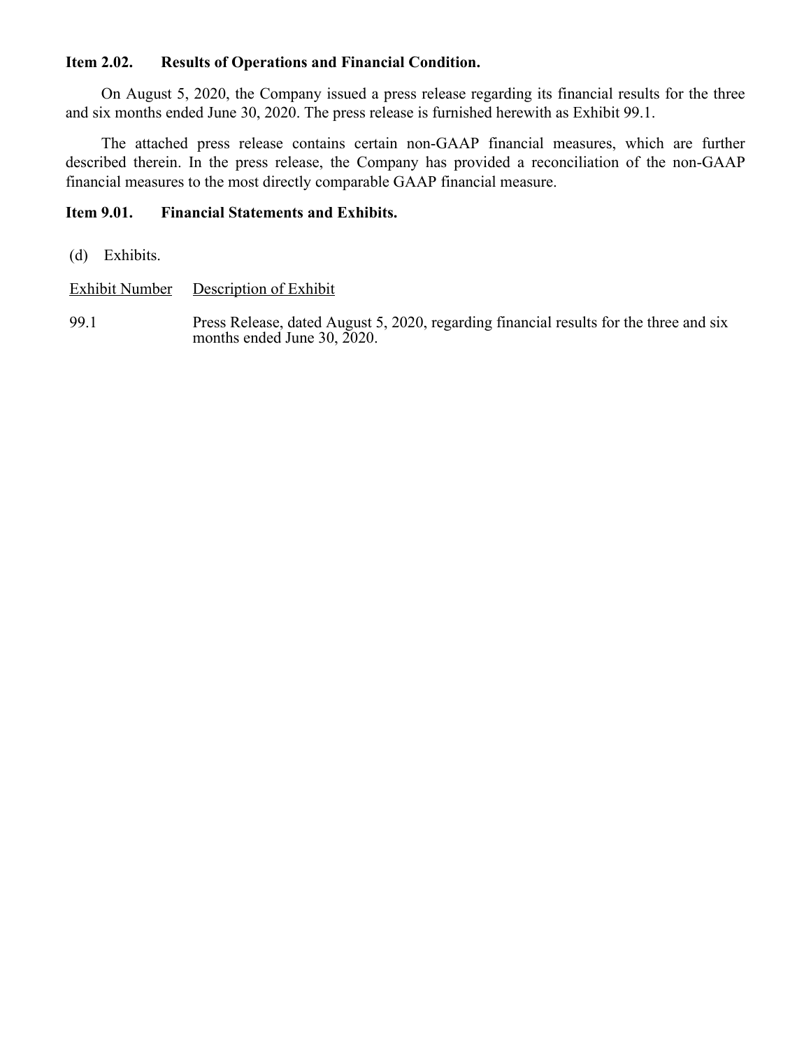**Item 2.02. Results of Operations and Financial Condition.**

On August 5, 2020, the Company issued a press release regarding its financial results for the three and six months ended June 30, 2020. The press release is furnished herewith as Exhibit 99.1.

The attached press release contains certain non-GAAP financial measures, which are further described therein. In the press release, the Company has provided a reconciliation of the non-GAAP financial measures to the most directly comparable GAAP financial measure.

**Item 9.01. Financial Statements and Exhibits.**

(d) Exhibits.

| Exhibit Number | Description of Exhibit |
| --- | --- |
| 99.1 | Press Release, dated August 5, 2020, regarding financial results for the three and six months ended June 30, 2020. |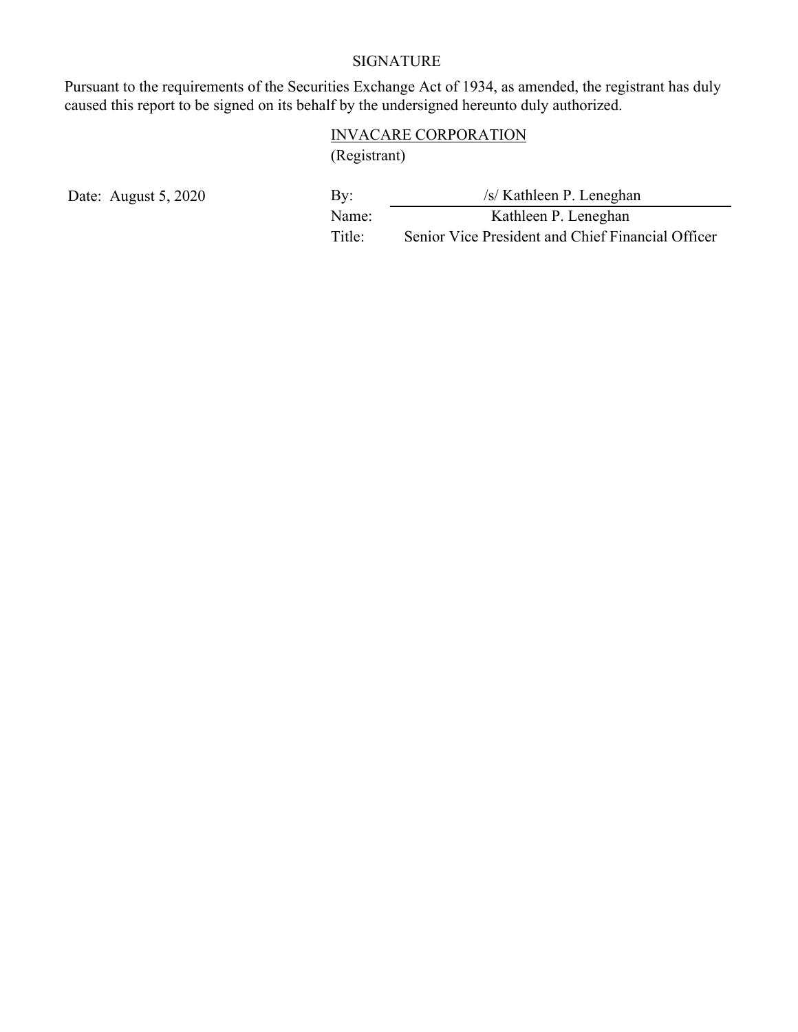# SIGNATURE

Pursuant to the requirements of the Securities Exchange Act of 1934, as amended, the registrant has duly caused this report to be signed on its behalf by the undersigned hereunto duly authorized.

INVACARE CORPORATION
(Registrant)

Date: August 5, 2020

By: /s/ Kathleen P. Leneghan
Name: Kathleen P. Leneghan
Title: Senior Vice President and Chief Financial Officer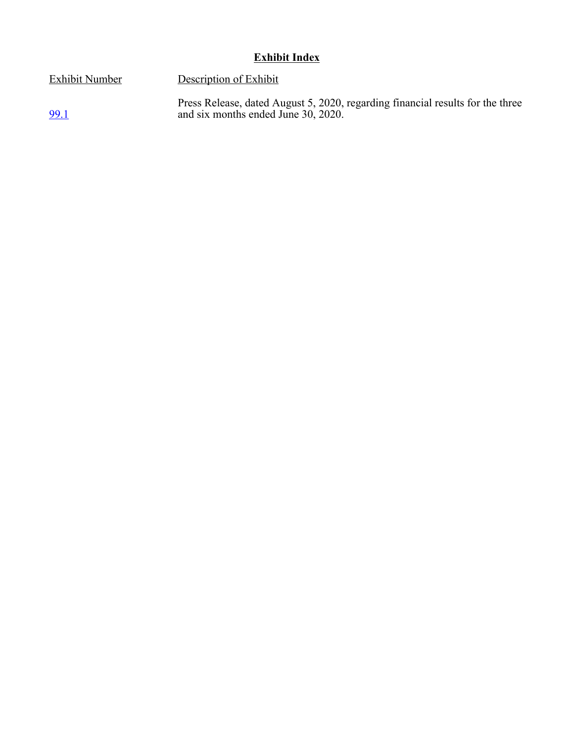# **Exhibit Index**

| Exhibit Number | Description of Exhibit |
| --- | --- |
| 99.1 | Press Release, dated August 5, 2020, regarding financial results for the three and six months ended June 30, 2020. |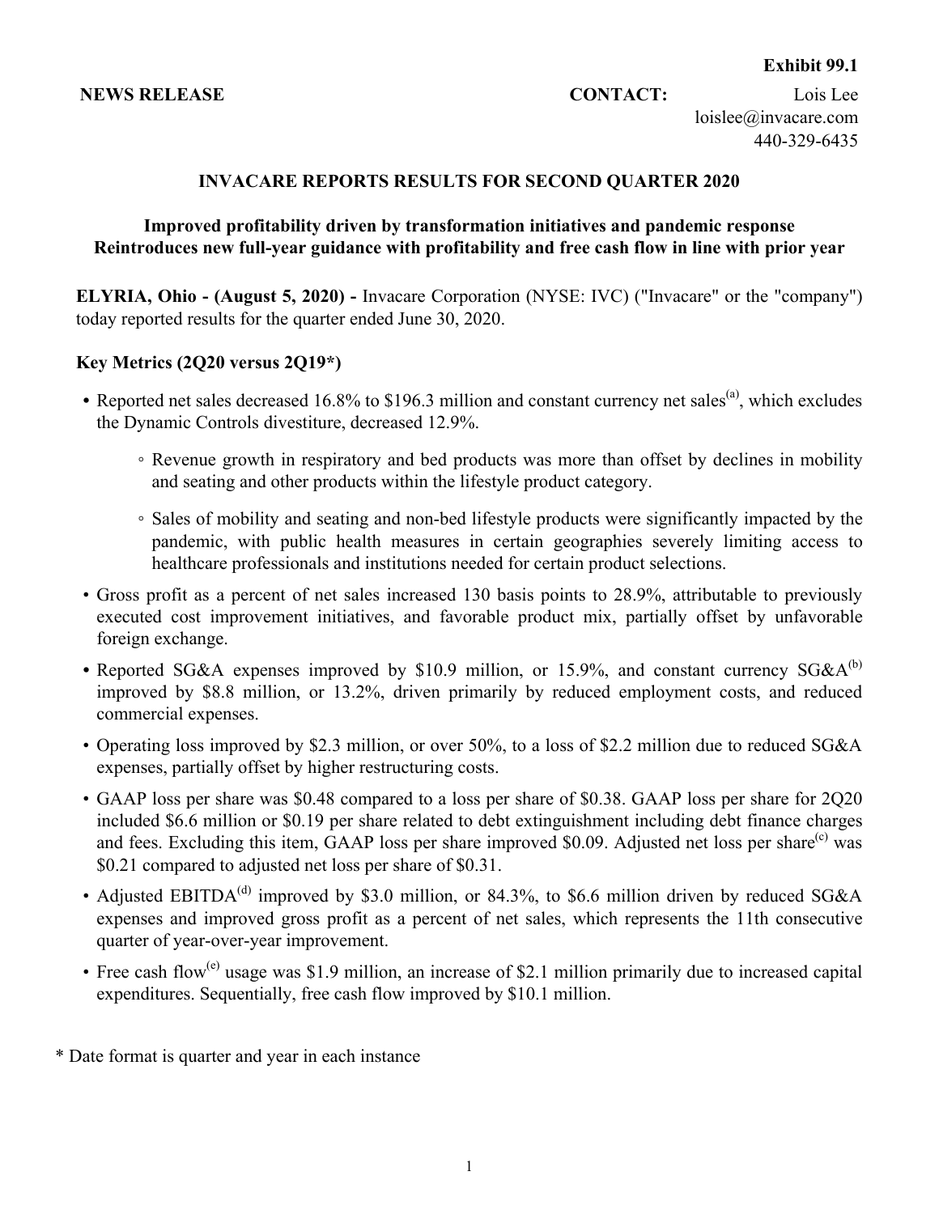**Exhibit 99.1**

**NEWS RELEASE** **CONTACT:** Lois Lee
loislee@invacare.com
440-329-6435

# INVACARE REPORTS RESULTS FOR SECOND QUARTER 2020

**Improved profitability driven by transformation initiatives and pandemic response**
**Reintroduces new full-year guidance with profitability and free cash flow in line with prior year**

**ELYRIA, Ohio - (August 5, 2020) -** Invacare Corporation (NYSE: IVC) ("Invacare" or the "company") today reported results for the quarter ended June 30, 2020.

## Key Metrics (2Q20 versus 2Q19*)

- Reported net sales decreased 16.8% to $196.3 million and constant currency net sales[(a)], which excludes the Dynamic Controls divestiture, decreased 12.9%.
  - Revenue growth in respiratory and bed products was more than offset by declines in mobility and seating and other products within the lifestyle product category.
  - Sales of mobility and seating and non-bed lifestyle products were significantly impacted by the pandemic, with public health measures in certain geographies severely limiting access to healthcare professionals and institutions needed for certain product selections.
- Gross profit as a percent of net sales increased 130 basis points to 28.9%, attributable to previously executed cost improvement initiatives, and favorable product mix, partially offset by unfavorable foreign exchange.
- Reported SG&A expenses improved by $10.9 million, or 15.9%, and constant currency SG&A[(b)] improved by $8.8 million, or 13.2%, driven primarily by reduced employment costs, and reduced commercial expenses.
- Operating loss improved by $2.3 million, or over 50%, to a loss of $2.2 million due to reduced SG&A expenses, partially offset by higher restructuring costs.
- GAAP loss per share was $0.48 compared to a loss per share of $0.38. GAAP loss per share for 2Q20 included $6.6 million or $0.19 per share related to debt extinguishment including debt finance charges and fees. Excluding this item, GAAP loss per share improved $0.09. Adjusted net loss per share[(c)] was $0.21 compared to adjusted net loss per share of $0.31.
- Adjusted EBITDA[(d)] improved by $3.0 million, or 84.3%, to $6.6 million driven by reduced SG&A expenses and improved gross profit as a percent of net sales, which represents the 11th consecutive quarter of year-over-year improvement.
- Free cash flow[(e)] usage was $1.9 million, an increase of $2.1 million primarily due to increased capital expenditures. Sequentially, free cash flow improved by $10.1 million.

* Date format is quarter and year in each instance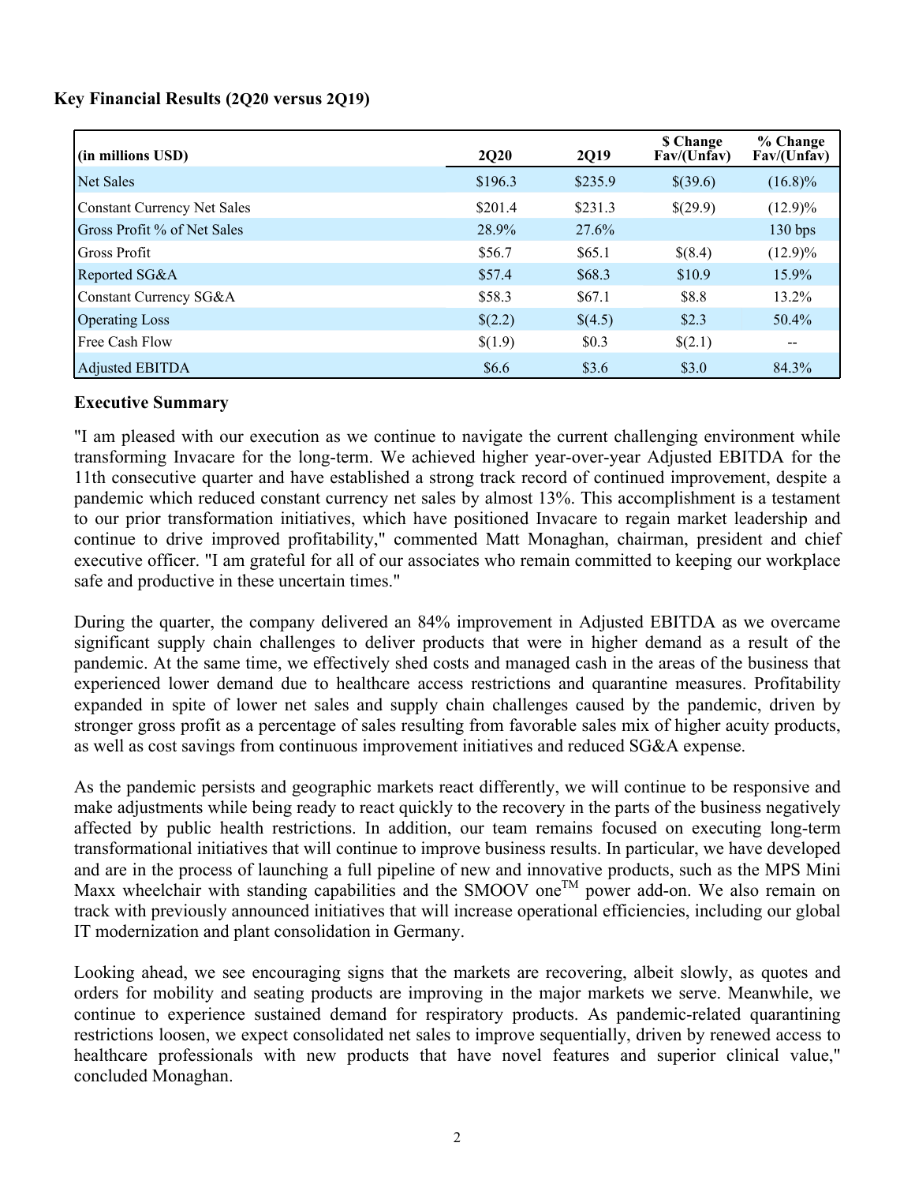## Key Financial Results (2Q20 versus 2Q19)

| (in millions USD) | 2Q20 | 2Q19 | $ Change Fav/(Unfav) | % Change Fav/(Unfav) |
|---|---|---|---|---|
| Net Sales | $196.3 | $235.9 | $(39.6) | (16.8)% |
| Constant Currency Net Sales | $201.4 | $231.3 | $(29.9) | (12.9)% |
| Gross Profit % of Net Sales | 28.9% | 27.6% | | 130 bps |
| Gross Profit | $56.7 | $65.1 | $(8.4) | (12.9)% |
| Reported SG&A | $57.4 | $68.3 | $10.9 | 15.9% |
| Constant Currency SG&A | $58.3 | $67.1 | $8.8 | 13.2% |
| Operating Loss | $(2.2) | $(4.5) | $2.3 | 50.4% |
| Free Cash Flow | $(1.9) | $0.3 | $(2.1) | -- |
| Adjusted EBITDA | $6.6 | $3.6 | $3.0 | 84.3% |

### Executive Summary

"I am pleased with our execution as we continue to navigate the current challenging environment while transforming Invacare for the long-term. We achieved higher year-over-year Adjusted EBITDA for the 11th consecutive quarter and have established a strong track record of continued improvement, despite a pandemic which reduced constant currency net sales by almost 13%. This accomplishment is a testament to our prior transformation initiatives, which have positioned Invacare to regain market leadership and continue to drive improved profitability," commented Matt Monaghan, chairman, president and chief executive officer. "I am grateful for all of our associates who remain committed to keeping our workplace safe and productive in these uncertain times."

During the quarter, the company delivered an 84% improvement in Adjusted EBITDA as we overcame significant supply chain challenges to deliver products that were in higher demand as a result of the pandemic. At the same time, we effectively shed costs and managed cash in the areas of the business that experienced lower demand due to healthcare access restrictions and quarantine measures. Profitability expanded in spite of lower net sales and supply chain challenges caused by the pandemic, driven by stronger gross profit as a percentage of sales resulting from favorable sales mix of higher acuity products, as well as cost savings from continuous improvement initiatives and reduced SG&A expense.

As the pandemic persists and geographic markets react differently, we will continue to be responsive and make adjustments while being ready to react quickly to the recovery in the parts of the business negatively affected by public health restrictions. In addition, our team remains focused on executing long-term transformational initiatives that will continue to improve business results. In particular, we have developed and are in the process of launching a full pipeline of new and innovative products, such as the MPS Mini Maxx wheelchair with standing capabilities and the SMOOV one™ power add-on. We also remain on track with previously announced initiatives that will increase operational efficiencies, including our global IT modernization and plant consolidation in Germany.

Looking ahead, we see encouraging signs that the markets are recovering, albeit slowly, as quotes and orders for mobility and seating products are improving in the major markets we serve. Meanwhile, we continue to experience sustained demand for respiratory products. As pandemic-related quarantining restrictions loosen, we expect consolidated net sales to improve sequentially, driven by renewed access to healthcare professionals with new products that have novel features and superior clinical value," concluded Monaghan.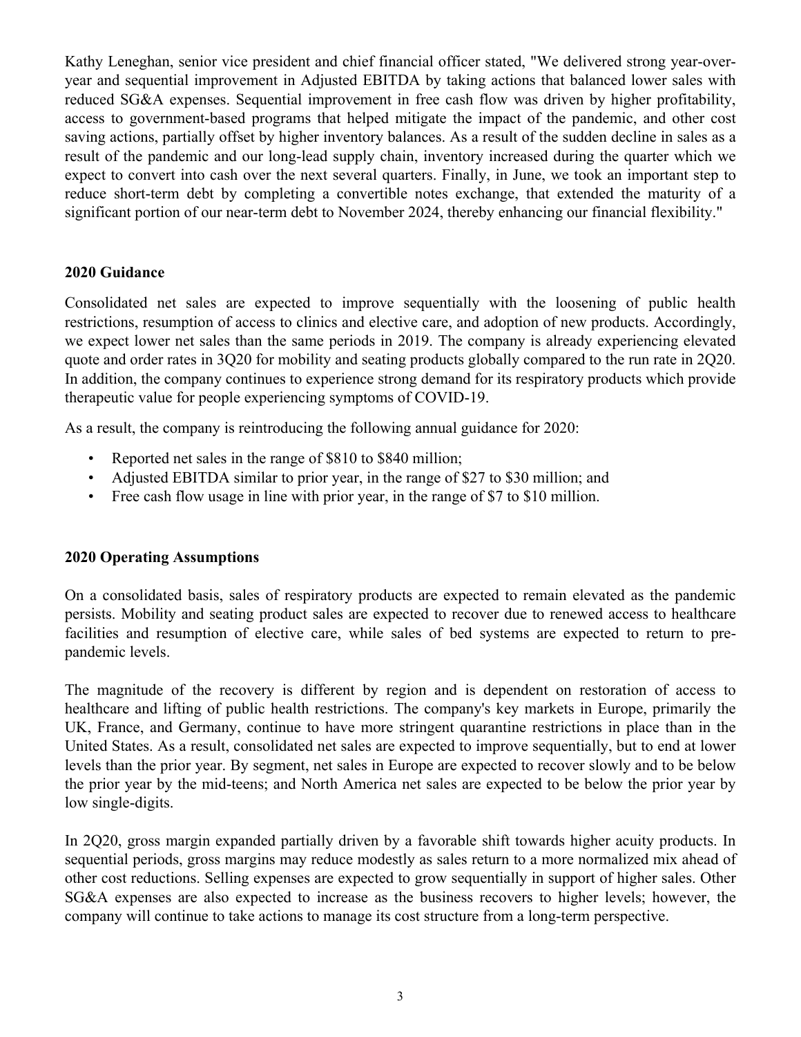Kathy Leneghan, senior vice president and chief financial officer stated, "We delivered strong year-over-year and sequential improvement in Adjusted EBITDA by taking actions that balanced lower sales with reduced SG&A expenses. Sequential improvement in free cash flow was driven by higher profitability, access to government-based programs that helped mitigate the impact of the pandemic, and other cost saving actions, partially offset by higher inventory balances. As a result of the sudden decline in sales as a result of the pandemic and our long-lead supply chain, inventory increased during the quarter which we expect to convert into cash over the next several quarters. Finally, in June, we took an important step to reduce short-term debt by completing a convertible notes exchange, that extended the maturity of a significant portion of our near-term debt to November 2024, thereby enhancing our financial flexibility."

## 2020 Guidance

Consolidated net sales are expected to improve sequentially with the loosening of public health restrictions, resumption of access to clinics and elective care, and adoption of new products. Accordingly, we expect lower net sales than the same periods in 2019. The company is already experiencing elevated quote and order rates in 3Q20 for mobility and seating products globally compared to the run rate in 2Q20. In addition, the company continues to experience strong demand for its respiratory products which provide therapeutic value for people experiencing symptoms of COVID-19.

As a result, the company is reintroducing the following annual guidance for 2020:

- Reported net sales in the range of $810 to $840 million;
- Adjusted EBITDA similar to prior year, in the range of $27 to $30 million; and
- Free cash flow usage in line with prior year, in the range of $7 to $10 million.

## 2020 Operating Assumptions

On a consolidated basis, sales of respiratory products are expected to remain elevated as the pandemic persists. Mobility and seating product sales are expected to recover due to renewed access to healthcare facilities and resumption of elective care, while sales of bed systems are expected to return to pre-pandemic levels.

The magnitude of the recovery is different by region and is dependent on restoration of access to healthcare and lifting of public health restrictions. The company's key markets in Europe, primarily the UK, France, and Germany, continue to have more stringent quarantine restrictions in place than in the United States. As a result, consolidated net sales are expected to improve sequentially, but to end at lower levels than the prior year. By segment, net sales in Europe are expected to recover slowly and to be below the prior year by the mid-teens; and North America net sales are expected to be below the prior year by low single-digits.

In 2Q20, gross margin expanded partially driven by a favorable shift towards higher acuity products. In sequential periods, gross margins may reduce modestly as sales return to a more normalized mix ahead of other cost reductions. Selling expenses are expected to grow sequentially in support of higher sales. Other SG&A expenses are also expected to increase as the business recovers to higher levels; however, the company will continue to take actions to manage its cost structure from a long-term perspective.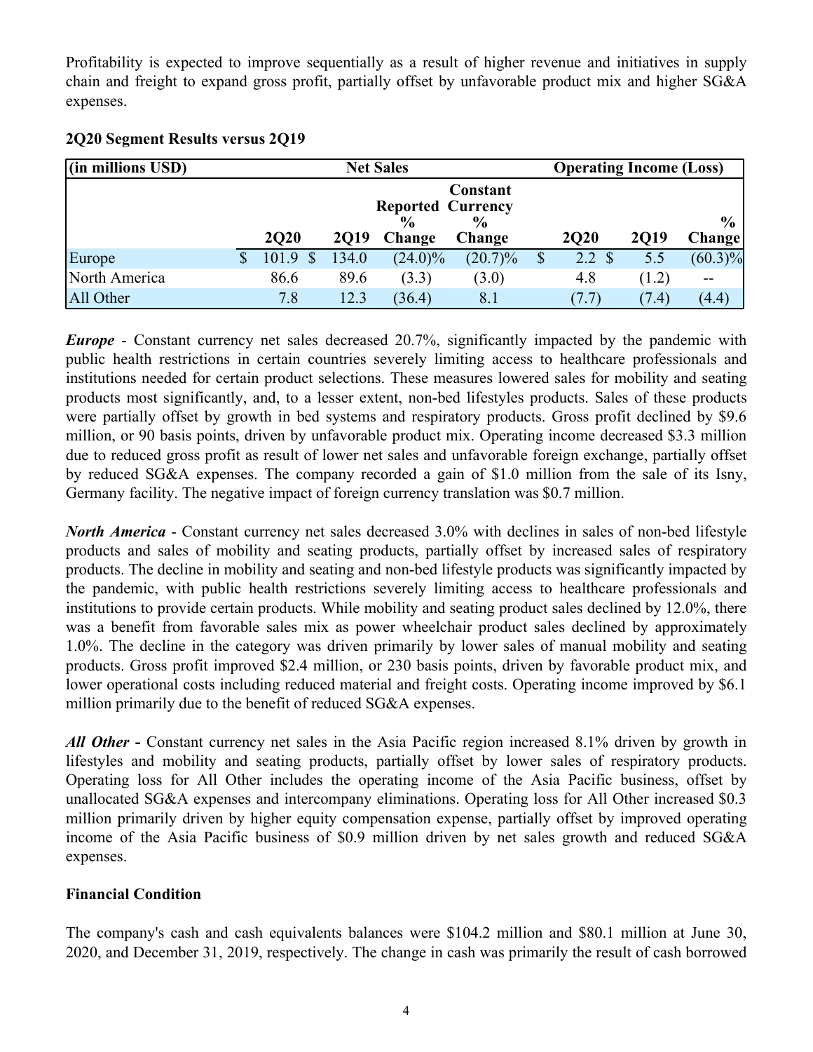Profitability is expected to improve sequentially as a result of higher revenue and initiatives in supply chain and freight to expand gross profit, partially offset by unfavorable product mix and higher SG&A expenses.

**2Q20 Segment Results versus 2Q19**

| (in millions USD) | Net Sales | | | | Operating Income (Loss) | | |
|---|---|---|---|---|---|---|---|
| | 2Q20 | 2Q19 | Reported % Change | Constant Currency % Change | 2Q20 | 2Q19 | % Change |
| Europe | $ 101.9 | $ 134.0 | (24.0)% | (20.7)% | $ 2.2 | $ 5.5 | (60.3)% |
| North America | 86.6 | 89.6 | (3.3) | (3.0) | 4.8 | (1.2) | -- |
| All Other | 7.8 | 12.3 | (36.4) | 8.1 | (7.7) | (7.4) | (4.4) |

***Europe*** - Constant currency net sales decreased 20.7%, significantly impacted by the pandemic with public health restrictions in certain countries severely limiting access to healthcare professionals and institutions needed for certain product selections. These measures lowered sales for mobility and seating products most significantly, and, to a lesser extent, non-bed lifestyles products. Sales of these products were partially offset by growth in bed systems and respiratory products. Gross profit declined by $9.6 million, or 90 basis points, driven by unfavorable product mix. Operating income decreased $3.3 million due to reduced gross profit as result of lower net sales and unfavorable foreign exchange, partially offset by reduced SG&A expenses. The company recorded a gain of $1.0 million from the sale of its Isny, Germany facility. The negative impact of foreign currency translation was $0.7 million.

***North America*** - Constant currency net sales decreased 3.0% with declines in sales of non-bed lifestyle products and sales of mobility and seating products, partially offset by increased sales of respiratory products. The decline in mobility and seating and non-bed lifestyle products was significantly impacted by the pandemic, with public health restrictions severely limiting access to healthcare professionals and institutions to provide certain products. While mobility and seating product sales declined by 12.0%, there was a benefit from favorable sales mix as power wheelchair product sales declined by approximately 1.0%. The decline in the category was driven primarily by lower sales of manual mobility and seating products. Gross profit improved $2.4 million, or 230 basis points, driven by favorable product mix, and lower operational costs including reduced material and freight costs. Operating income improved by $6.1 million primarily due to the benefit of reduced SG&A expenses.

***All Other*** **-** Constant currency net sales in the Asia Pacific region increased 8.1% driven by growth in lifestyles and mobility and seating products, partially offset by lower sales of respiratory products. Operating loss for All Other includes the operating income of the Asia Pacific business, offset by unallocated SG&A expenses and intercompany eliminations. Operating loss for All Other increased $0.3 million primarily driven by higher equity compensation expense, partially offset by improved operating income of the Asia Pacific business of $0.9 million driven by net sales growth and reduced SG&A expenses.

**Financial Condition**

The company's cash and cash equivalents balances were $104.2 million and $80.1 million at June 30, 2020, and December 31, 2019, respectively. The change in cash was primarily the result of cash borrowed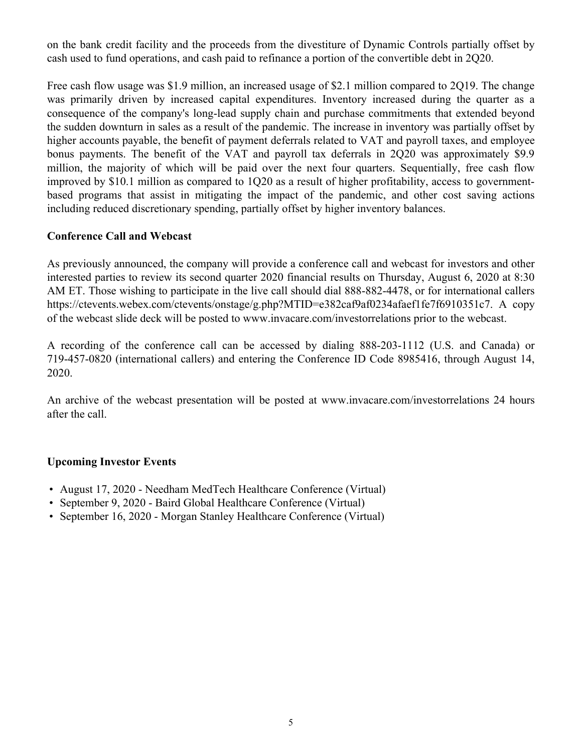on the bank credit facility and the proceeds from the divestiture of Dynamic Controls partially offset by cash used to fund operations, and cash paid to refinance a portion of the convertible debt in 2Q20.

Free cash flow usage was $1.9 million, an increased usage of $2.1 million compared to 2Q19. The change was primarily driven by increased capital expenditures. Inventory increased during the quarter as a consequence of the company's long-lead supply chain and purchase commitments that extended beyond the sudden downturn in sales as a result of the pandemic. The increase in inventory was partially offset by higher accounts payable, the benefit of payment deferrals related to VAT and payroll taxes, and employee bonus payments. The benefit of the VAT and payroll tax deferrals in 2Q20 was approximately $9.9 million, the majority of which will be paid over the next four quarters. Sequentially, free cash flow improved by $10.1 million as compared to 1Q20 as a result of higher profitability, access to government-based programs that assist in mitigating the impact of the pandemic, and other cost saving actions including reduced discretionary spending, partially offset by higher inventory balances.

**Conference Call and Webcast**

As previously announced, the company will provide a conference call and webcast for investors and other interested parties to review its second quarter 2020 financial results on Thursday, August 6, 2020 at 8:30 AM ET. Those wishing to participate in the live call should dial 888-882-4478, or for international callers https://ctevents.webex.com/ctevents/onstage/g.php?MTID=e382caf9af0234afaef1fe7f6910351c7. A copy of the webcast slide deck will be posted to www.invacare.com/investorrelations prior to the webcast.

A recording of the conference call can be accessed by dialing 888-203-1112 (U.S. and Canada) or 719-457-0820 (international callers) and entering the Conference ID Code 8985416, through August 14, 2020.

An archive of the webcast presentation will be posted at www.invacare.com/investorrelations 24 hours after the call.

**Upcoming Investor Events**

- August 17, 2020 - Needham MedTech Healthcare Conference (Virtual)
- September 9, 2020 - Baird Global Healthcare Conference (Virtual)
- September 16, 2020 - Morgan Stanley Healthcare Conference (Virtual)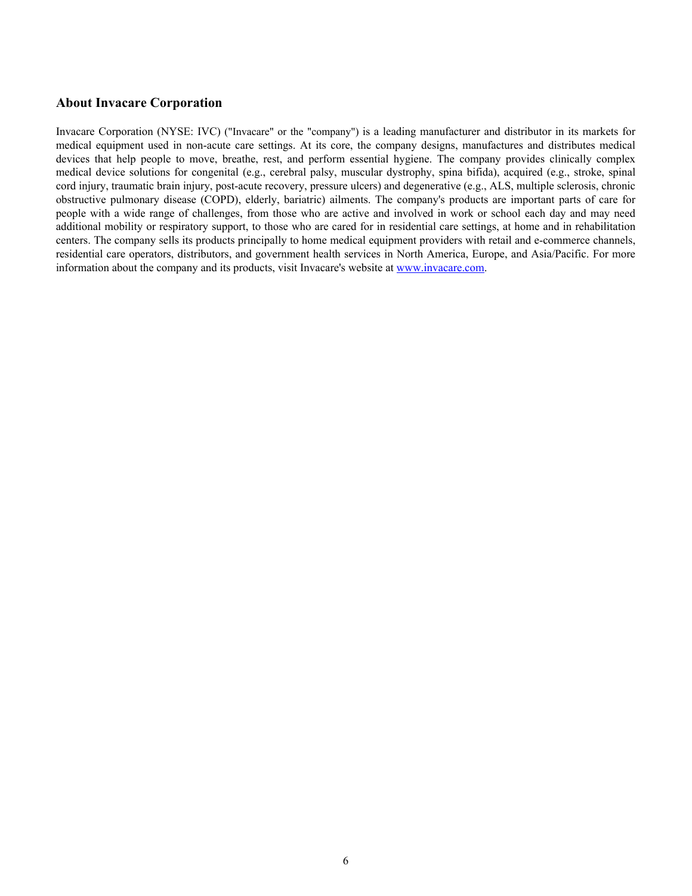## About Invacare Corporation

Invacare Corporation (NYSE: IVC) ("Invacare" or the "company") is a leading manufacturer and distributor in its markets for medical equipment used in non-acute care settings. At its core, the company designs, manufactures and distributes medical devices that help people to move, breathe, rest, and perform essential hygiene. The company provides clinically complex medical device solutions for congenital (e.g., cerebral palsy, muscular dystrophy, spina bifida), acquired (e.g., stroke, spinal cord injury, traumatic brain injury, post-acute recovery, pressure ulcers) and degenerative (e.g., ALS, multiple sclerosis, chronic obstructive pulmonary disease (COPD), elderly, bariatric) ailments. The company's products are important parts of care for people with a wide range of challenges, from those who are active and involved in work or school each day and may need additional mobility or respiratory support, to those who are cared for in residential care settings, at home and in rehabilitation centers. The company sells its products principally to home medical equipment providers with retail and e-commerce channels, residential care operators, distributors, and government health services in North America, Europe, and Asia/Pacific. For more information about the company and its products, visit Invacare's website at [www.invacare.com](http://www.invacare.com).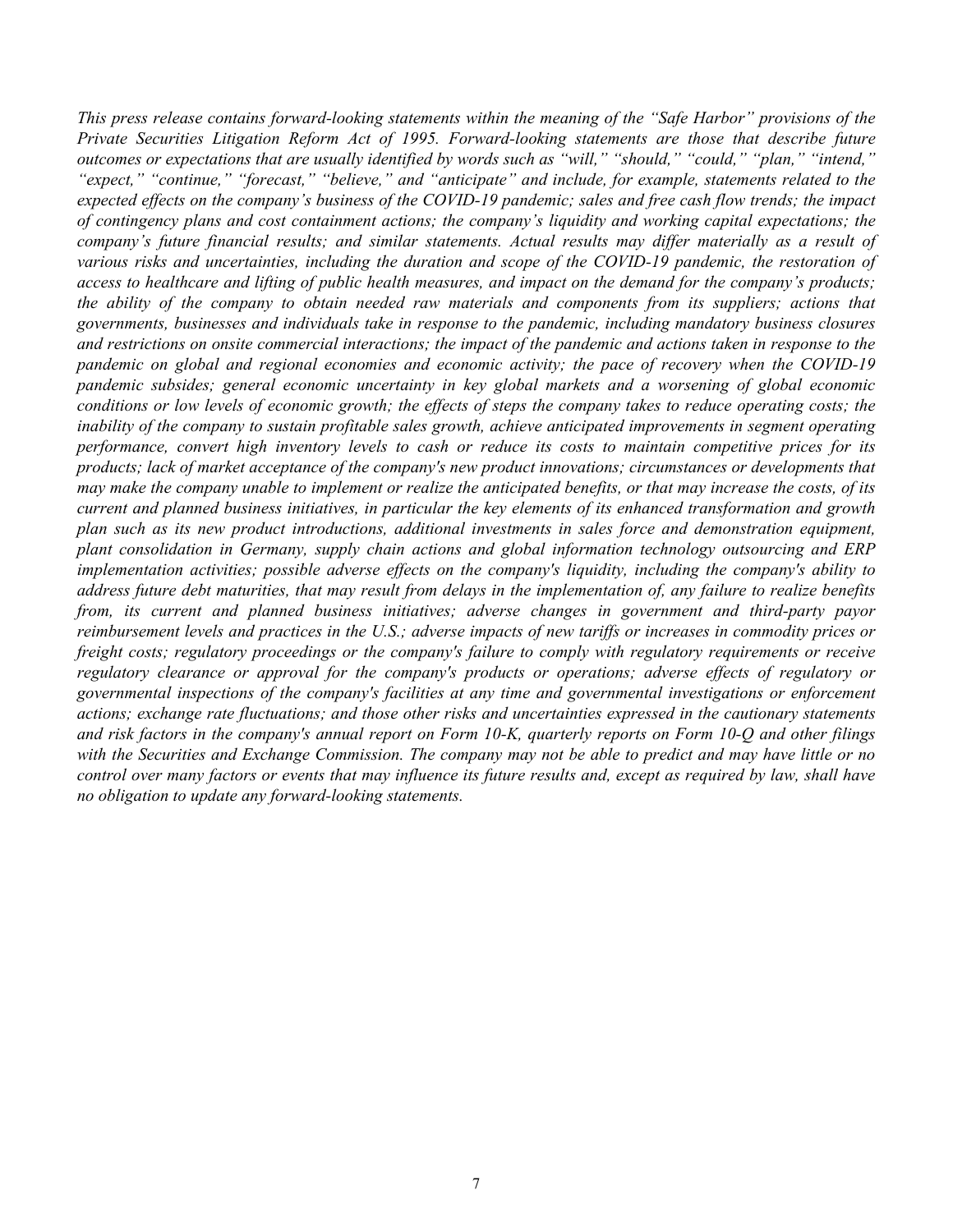*This press release contains forward-looking statements within the meaning of the "Safe Harbor" provisions of the Private Securities Litigation Reform Act of 1995. Forward-looking statements are those that describe future outcomes or expectations that are usually identified by words such as "will," "should," "could," "plan," "intend," "expect," "continue," "forecast," "believe," and "anticipate" and include, for example, statements related to the expected effects on the company's business of the COVID-19 pandemic; sales and free cash flow trends; the impact of contingency plans and cost containment actions; the company's liquidity and working capital expectations; the company's future financial results; and similar statements. Actual results may differ materially as a result of various risks and uncertainties, including the duration and scope of the COVID-19 pandemic, the restoration of access to healthcare and lifting of public health measures, and impact on the demand for the company's products; the ability of the company to obtain needed raw materials and components from its suppliers; actions that governments, businesses and individuals take in response to the pandemic, including mandatory business closures and restrictions on onsite commercial interactions; the impact of the pandemic and actions taken in response to the pandemic on global and regional economies and economic activity; the pace of recovery when the COVID-19 pandemic subsides; general economic uncertainty in key global markets and a worsening of global economic conditions or low levels of economic growth; the effects of steps the company takes to reduce operating costs; the inability of the company to sustain profitable sales growth, achieve anticipated improvements in segment operating performance, convert high inventory levels to cash or reduce its costs to maintain competitive prices for its products; lack of market acceptance of the company's new product innovations; circumstances or developments that may make the company unable to implement or realize the anticipated benefits, or that may increase the costs, of its current and planned business initiatives, in particular the key elements of its enhanced transformation and growth plan such as its new product introductions, additional investments in sales force and demonstration equipment, plant consolidation in Germany, supply chain actions and global information technology outsourcing and ERP implementation activities; possible adverse effects on the company's liquidity, including the company's ability to address future debt maturities, that may result from delays in the implementation of, any failure to realize benefits from, its current and planned business initiatives; adverse changes in government and third-party payor reimbursement levels and practices in the U.S.; adverse impacts of new tariffs or increases in commodity prices or freight costs; regulatory proceedings or the company's failure to comply with regulatory requirements or receive regulatory clearance or approval for the company's products or operations; adverse effects of regulatory or governmental inspections of the company's facilities at any time and governmental investigations or enforcement actions; exchange rate fluctuations; and those other risks and uncertainties expressed in the cautionary statements and risk factors in the company's annual report on Form 10-K, quarterly reports on Form 10-Q and other filings with the Securities and Exchange Commission. The company may not be able to predict and may have little or no control over many factors or events that may influence its future results and, except as required by law, shall have no obligation to update any forward-looking statements.*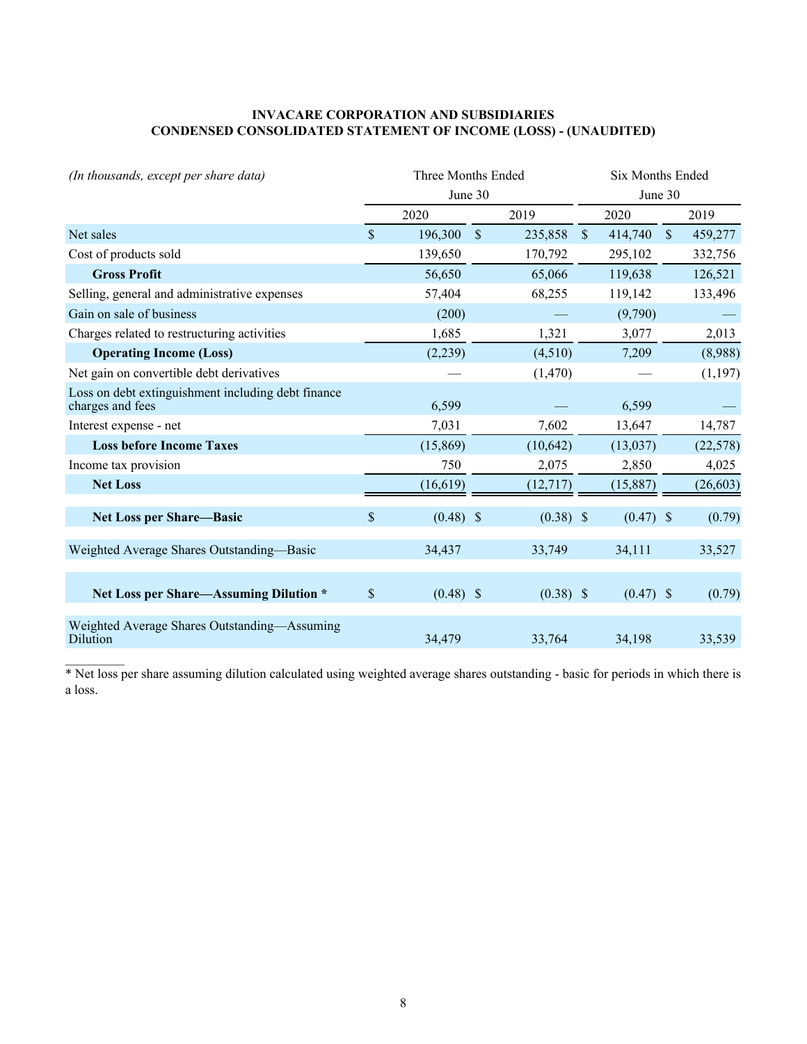**INVACARE CORPORATION AND SUBSIDIARIES**
**CONDENSED CONSOLIDATED STATEMENT OF INCOME (LOSS) - (UNAUDITED)**

| *(In thousands, except per share data)* | Three Months Ended June 30 | | Six Months Ended June 30 | |
|---|---|---|---|---|
| | 2020 | 2019 | 2020 | 2019 |
| Net sales | $ 196,300 | $ 235,858 | $ 414,740 | $ 459,277 |
| Cost of products sold | 139,650 | 170,792 | 295,102 | 332,756 |
| **Gross Profit** | 56,650 | 65,066 | 119,638 | 126,521 |
| Selling, general and administrative expenses | 57,404 | 68,255 | 119,142 | 133,496 |
| Gain on sale of business | (200) | — | (9,790) | — |
| Charges related to restructuring activities | 1,685 | 1,321 | 3,077 | 2,013 |
| **Operating Income (Loss)** | (2,239) | (4,510) | 7,209 | (8,988) |
| Net gain on convertible debt derivatives | — | (1,470) | — | (1,197) |
| Loss on debt extinguishment including debt finance charges and fees | 6,599 | — | 6,599 | — |
| Interest expense - net | 7,031 | 7,602 | 13,647 | 14,787 |
| **Loss before Income Taxes** | (15,869) | (10,642) | (13,037) | (22,578) |
| Income tax provision | 750 | 2,075 | 2,850 | 4,025 |
| **Net Loss** | (16,619) | (12,717) | (15,887) | (26,603) |
| **Net Loss per Share—Basic** | $ (0.48) | $ (0.38) | $ (0.47) | $ (0.79) |
| Weighted Average Shares Outstanding—Basic | 34,437 | 33,749 | 34,111 | 33,527 |
| **Net Loss per Share—Assuming Dilution *** | $ (0.48) | $ (0.38) | $ (0.47) | $ (0.79) |
| Weighted Average Shares Outstanding—Assuming Dilution | 34,479 | 33,764 | 34,198 | 33,539 |

* Net loss per share assuming dilution calculated using weighted average shares outstanding - basic for periods in which there is a loss.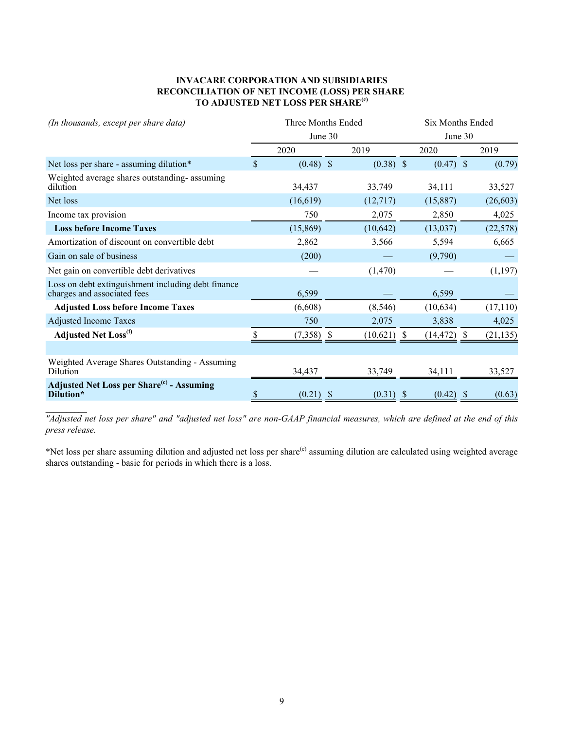**INVACARE CORPORATION AND SUBSIDIARIES**
**RECONCILIATION OF NET INCOME (LOSS) PER SHARE**
**TO ADJUSTED NET LOSS PER SHARE[c]**

| *(In thousands, except per share data)* | Three Months Ended June 30 | | Six Months Ended June 30 | |
|---|---|---|---|---|
| | 2020 | 2019 | 2020 | 2019 |
| Net loss per share - assuming dilution* | $ (0.48) | $ (0.38) | $ (0.47) | $ (0.79) |
| Weighted average shares outstanding- assuming dilution | 34,437 | 33,749 | 34,111 | 33,527 |
| Net loss | (16,619) | (12,717) | (15,887) | (26,603) |
| Income tax provision | 750 | 2,075 | 2,850 | 4,025 |
| **Loss before Income Taxes** | (15,869) | (10,642) | (13,037) | (22,578) |
| Amortization of discount on convertible debt | 2,862 | 3,566 | 5,594 | 6,665 |
| Gain on sale of business | (200) | — | (9,790) | — |
| Net gain on convertible debt derivatives | — | (1,470) | — | (1,197) |
| Loss on debt extinguishment including debt finance charges and associated fees | 6,599 | — | 6,599 | — |
| **Adjusted Loss before Income Taxes** | (6,608) | (8,546) | (10,634) | (17,110) |
| Adjusted Income Taxes | 750 | 2,075 | 3,838 | 4,025 |
| **Adjusted Net Loss[f]** | $ (7,358) | $ (10,621) | $ (14,472) | $ (21,135) |
| | | | | |
| Weighted Average Shares Outstanding - Assuming Dilution | 34,437 | 33,749 | 34,111 | 33,527 |
| **Adjusted Net Loss per Share[c] - Assuming Dilution*** | $ (0.21) | $ (0.31) | $ (0.42) | $ (0.63) |

*"Adjusted net loss per share" and "adjusted net loss" are non-GAAP financial measures, which are defined at the end of this press release.*

*Net loss per share assuming dilution and adjusted net loss per share[c] assuming dilution are calculated using weighted average shares outstanding - basic for periods in which there is a loss.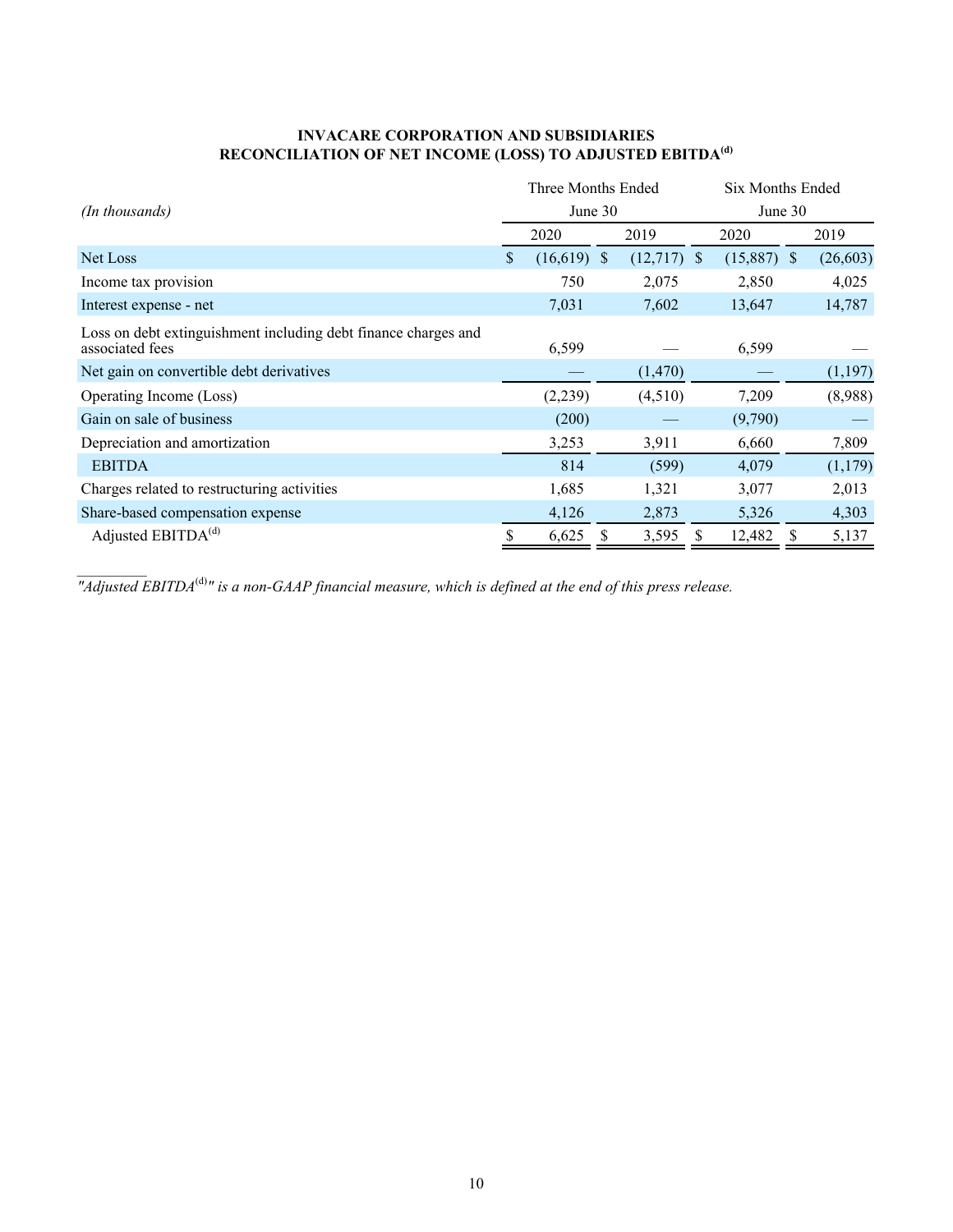**INVACARE CORPORATION AND SUBSIDIARIES**
**RECONCILIATION OF NET INCOME (LOSS) TO ADJUSTED EBITDA[(d)]**

| *(In thousands)* | Three Months Ended June 30 | | Six Months Ended June 30 | |
|---|---|---|---|---|
| | 2020 | 2019 | 2020 | 2019 |
| Net Loss | $ (16,619) | $ (12,717) | $ (15,887) | $ (26,603) |
| Income tax provision | 750 | 2,075 | 2,850 | 4,025 |
| Interest expense - net | 7,031 | 7,602 | 13,647 | 14,787 |
| Loss on debt extinguishment including debt finance charges and associated fees | 6,599 | — | 6,599 | — |
| Net gain on convertible debt derivatives | — | (1,470) | — | (1,197) |
| Operating Income (Loss) | (2,239) | (4,510) | 7,209 | (8,988) |
| Gain on sale of business | (200) | — | (9,790) | — |
| Depreciation and amortization | 3,253 | 3,911 | 6,660 | 7,809 |
| EBITDA | 814 | (599) | 4,079 | (1,179) |
| Charges related to restructuring activities | 1,685 | 1,321 | 3,077 | 2,013 |
| Share-based compensation expense | 4,126 | 2,873 | 5,326 | 4,303 |
| Adjusted EBITDA[(d)] | $ 6,625 | $ 3,595 | $ 12,482 | $ 5,137 |

*"Adjusted EBITDA[(d)]" is a non-GAAP financial measure, which is defined at the end of this press release.*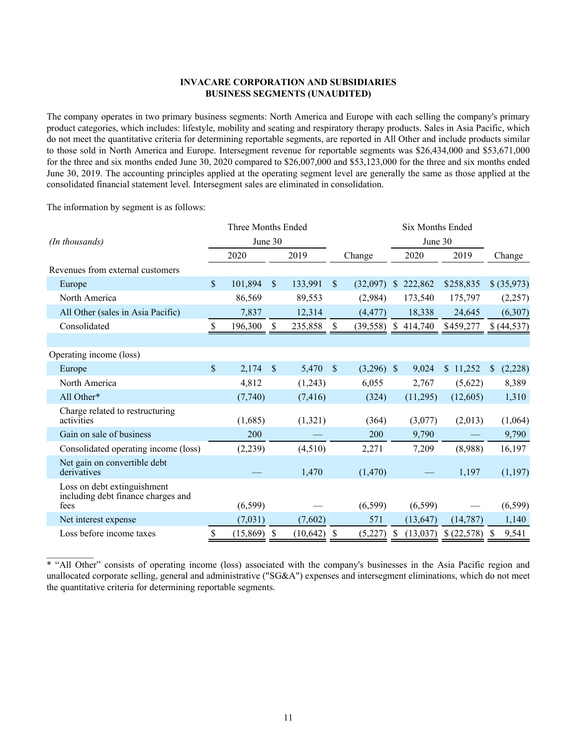**INVACARE CORPORATION AND SUBSIDIARIES**
**BUSINESS SEGMENTS (UNAUDITED)**

The company operates in two primary business segments: North America and Europe with each selling the company's primary product categories, which includes: lifestyle, mobility and seating and respiratory therapy products. Sales in Asia Pacific, which do not meet the quantitative criteria for determining reportable segments, are reported in All Other and include products similar to those sold in North America and Europe. Intersegment revenue for reportable segments was $26,434,000 and $53,671,000 for the three and six months ended June 30, 2020 compared to $26,007,000 and $53,123,000 for the three and six months ended June 30, 2019. The accounting principles applied at the operating segment level are generally the same as those applied at the consolidated financial statement level. Intersegment sales are eliminated in consolidation.

The information by segment is as follows:

| *(In thousands)* | Three Months Ended June 30 | | | Six Months Ended June 30 | | |
|---|---|---|---|---|---|---|
| | 2020 | 2019 | Change | 2020 | 2019 | Change |
| Revenues from external customers | | | | | | |
| Europe | $ 101,894 | $ 133,991 | $ (32,097) | $ 222,862 | $258,835 | $ (35,973) |
| North America | 86,569 | 89,553 | (2,984) | 173,540 | 175,797 | (2,257) |
| All Other (sales in Asia Pacific) | 7,837 | 12,314 | (4,477) | 18,338 | 24,645 | (6,307) |
| Consolidated | $ 196,300 | $ 235,858 | $ (39,558) | $ 414,740 | $459,277 | $ (44,537) |
| | | | | | | |
| Operating income (loss) | | | | | | |
| Europe | $ 2,174 | $ 5,470 | $ (3,296) | $ 9,024 | $ 11,252 | $ (2,228) |
| North America | 4,812 | (1,243) | 6,055 | 2,767 | (5,622) | 8,389 |
| All Other* | (7,740) | (7,416) | (324) | (11,295) | (12,605) | 1,310 |
| Charge related to restructuring activities | (1,685) | (1,321) | (364) | (3,077) | (2,013) | (1,064) |
| Gain on sale of business | 200 | — | 200 | 9,790 | — | 9,790 |
| Consolidated operating income (loss) | (2,239) | (4,510) | 2,271 | 7,209 | (8,988) | 16,197 |
| Net gain on convertible debt derivatives | — | 1,470 | (1,470) | — | 1,197 | (1,197) |
| Loss on debt extinguishment including debt finance charges and fees | (6,599) | — | (6,599) | (6,599) | — | (6,599) |
| Net interest expense | (7,031) | (7,602) | 571 | (13,647) | (14,787) | 1,140 |
| Loss before income taxes | $ (15,869) | $ (10,642) | $ (5,227) | $ (13,037) | $ (22,578) | $ 9,541 |

\* "All Other" consists of operating income (loss) associated with the company's businesses in the Asia Pacific region and unallocated corporate selling, general and administrative ("SG&A") expenses and intersegment eliminations, which do not meet the quantitative criteria for determining reportable segments.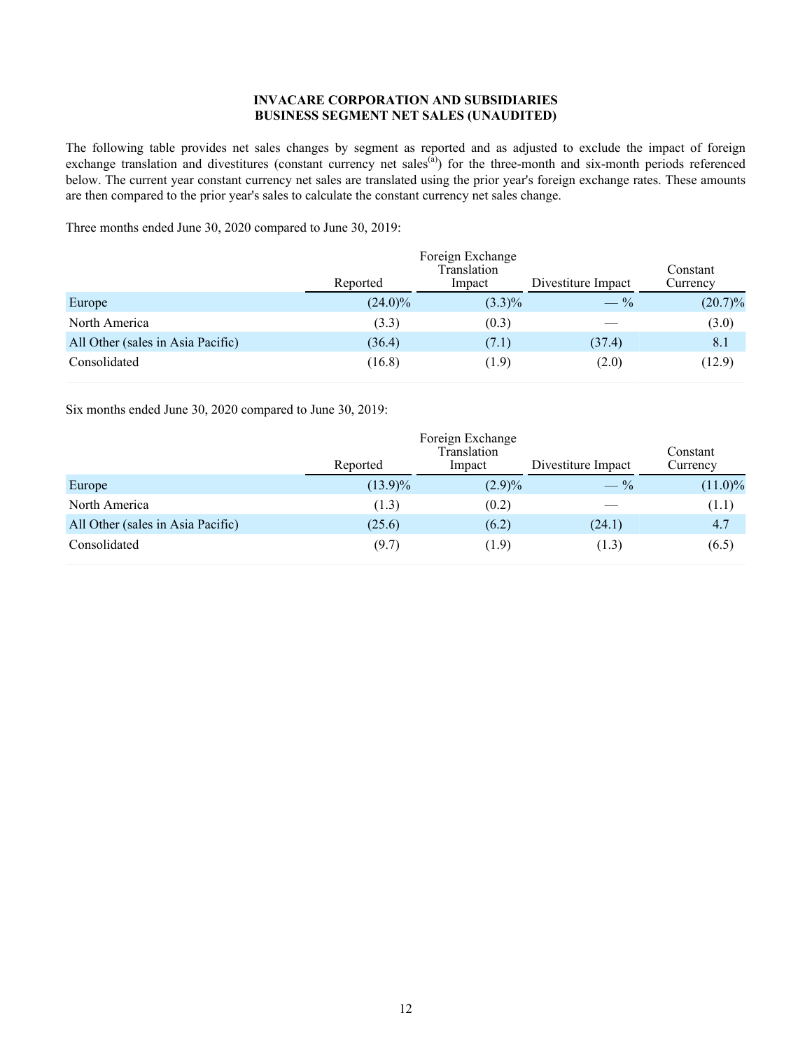**INVACARE CORPORATION AND SUBSIDIARIES**
**BUSINESS SEGMENT NET SALES (UNAUDITED)**

The following table provides net sales changes by segment as reported and as adjusted to exclude the impact of foreign exchange translation and divestitures (constant currency net sales[a]) for the three-month and six-month periods referenced below. The current year constant currency net sales are translated using the prior year's foreign exchange rates. These amounts are then compared to the prior year's sales to calculate the constant currency net sales change.

Three months ended June 30, 2020 compared to June 30, 2019:

| | Reported | Foreign Exchange Translation Impact | Divestiture Impact | Constant Currency |
|---|---|---|---|---|
| Europe | (24.0)% | (3.3)% | — % | (20.7)% |
| North America | (3.3) | (0.3) | — | (3.0) |
| All Other (sales in Asia Pacific) | (36.4) | (7.1) | (37.4) | 8.1 |
| Consolidated | (16.8) | (1.9) | (2.0) | (12.9) |

Six months ended June 30, 2020 compared to June 30, 2019:

| | Reported | Foreign Exchange Translation Impact | Divestiture Impact | Constant Currency |
|---|---|---|---|---|
| Europe | (13.9)% | (2.9)% | — % | (11.0)% |
| North America | (1.3) | (0.2) | — | (1.1) |
| All Other (sales in Asia Pacific) | (25.6) | (6.2) | (24.1) | 4.7 |
| Consolidated | (9.7) | (1.9) | (1.3) | (6.5) |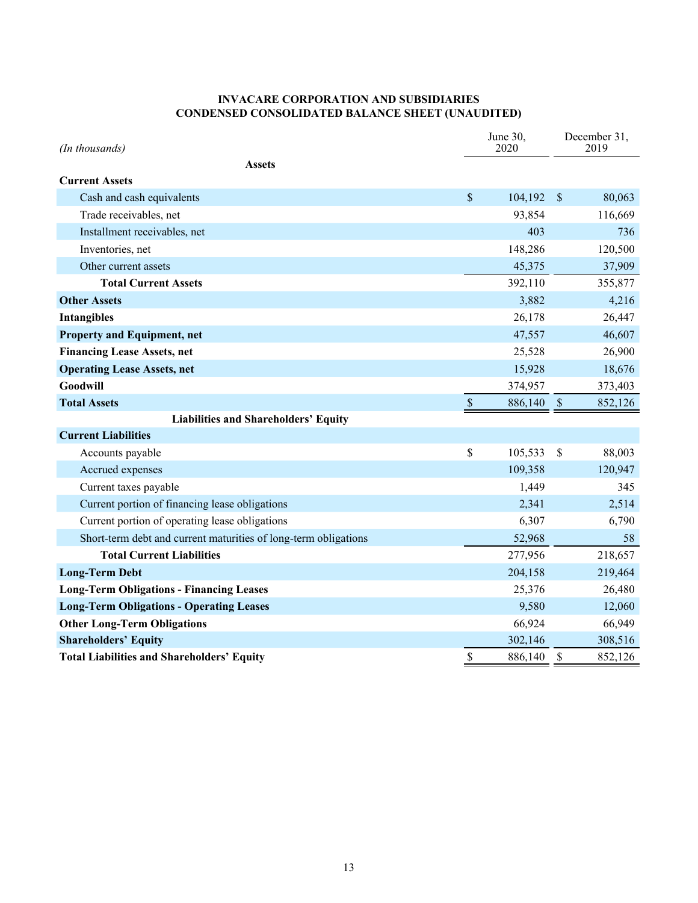**INVACARE CORPORATION AND SUBSIDIARIES**
**CONDENSED CONSOLIDATED BALANCE SHEET (UNAUDITED)**

| *(In thousands)* | June 30, 2020 | December 31, 2019 |
|---|---|---|
| **Assets** | | |
| **Current Assets** | | |
| Cash and cash equivalents | $ 104,192 | $ 80,063 |
| Trade receivables, net | 93,854 | 116,669 |
| Installment receivables, net | 403 | 736 |
| Inventories, net | 148,286 | 120,500 |
| Other current assets | 45,375 | 37,909 |
| **Total Current Assets** | 392,110 | 355,877 |
| **Other Assets** | 3,882 | 4,216 |
| **Intangibles** | 26,178 | 26,447 |
| **Property and Equipment, net** | 47,557 | 46,607 |
| **Financing Lease Assets, net** | 25,528 | 26,900 |
| **Operating Lease Assets, net** | 15,928 | 18,676 |
| **Goodwill** | 374,957 | 373,403 |
| **Total Assets** | $ 886,140 | $ 852,126 |
| **Liabilities and Shareholders' Equity** | | |
| **Current Liabilities** | | |
| Accounts payable | $ 105,533 | $ 88,003 |
| Accrued expenses | 109,358 | 120,947 |
| Current taxes payable | 1,449 | 345 |
| Current portion of financing lease obligations | 2,341 | 2,514 |
| Current portion of operating lease obligations | 6,307 | 6,790 |
| Short-term debt and current maturities of long-term obligations | 52,968 | 58 |
| **Total Current Liabilities** | 277,956 | 218,657 |
| **Long-Term Debt** | 204,158 | 219,464 |
| **Long-Term Obligations - Financing Leases** | 25,376 | 26,480 |
| **Long-Term Obligations - Operating Leases** | 9,580 | 12,060 |
| **Other Long-Term Obligations** | 66,924 | 66,949 |
| **Shareholders' Equity** | 302,146 | 308,516 |
| **Total Liabilities and Shareholders' Equity** | $ 886,140 | $ 852,126 |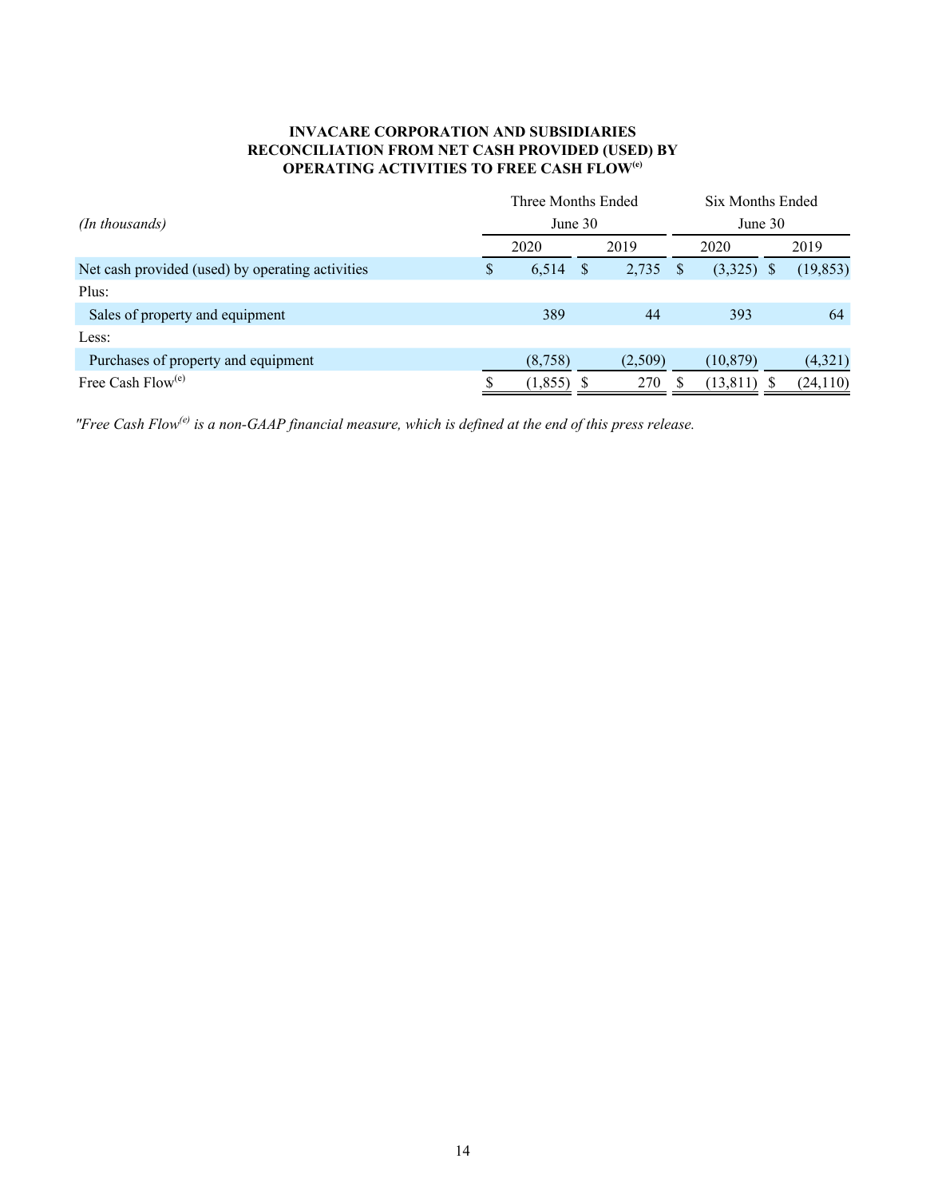**INVACARE CORPORATION AND SUBSIDIARIES**
**RECONCILIATION FROM NET CASH PROVIDED (USED) BY OPERATING ACTIVITIES TO FREE CASH FLOW[(e)]**

| *(In thousands)* | Three Months Ended June 30 | | Six Months Ended June 30 | |
|---|---|---|---|---|
| | 2020 | 2019 | 2020 | 2019 |
| Net cash provided (used) by operating activities | $ 6,514 | $ 2,735 | $ (3,325) | $ (19,853) |
| Plus: | | | | |
| Sales of property and equipment | 389 | 44 | 393 | 64 |
| Less: | | | | |
| Purchases of property and equipment | (8,758) | (2,509) | (10,879) | (4,321) |
| Free Cash Flow[(e)] | $ (1,855) | $ 270 | $ (13,811) | $ (24,110) |

*"Free Cash Flow[(e)] is a non-GAAP financial measure, which is defined at the end of this press release.*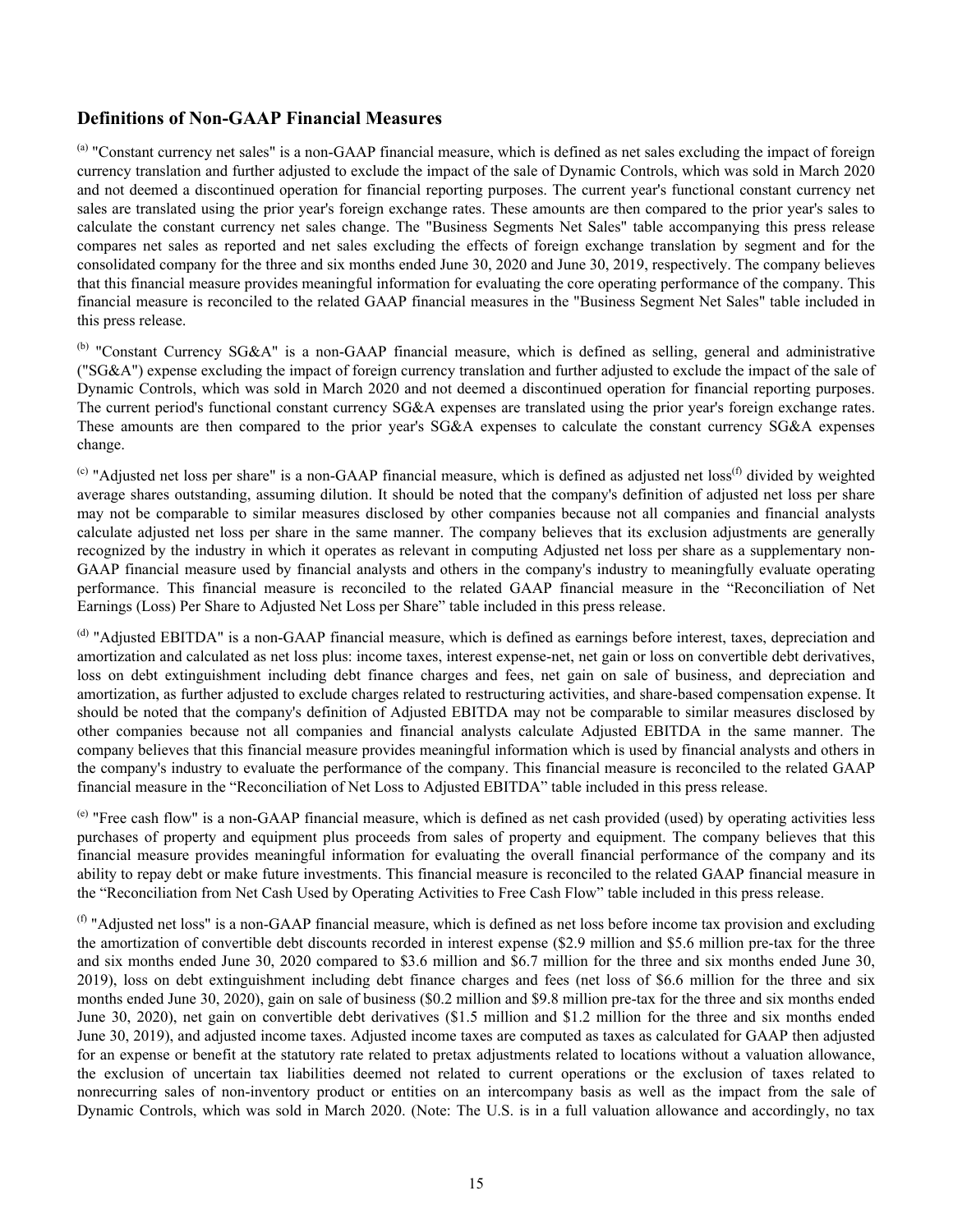## Definitions of Non-GAAP Financial Measures

[a] "Constant currency net sales" is a non-GAAP financial measure, which is defined as net sales excluding the impact of foreign currency translation and further adjusted to exclude the impact of the sale of Dynamic Controls, which was sold in March 2020 and not deemed a discontinued operation for financial reporting purposes. The current year's functional constant currency net sales are translated using the prior year's foreign exchange rates. These amounts are then compared to the prior year's sales to calculate the constant currency net sales change. The "Business Segments Net Sales" table accompanying this press release compares net sales as reported and net sales excluding the effects of foreign exchange translation by segment and for the consolidated company for the three and six months ended June 30, 2020 and June 30, 2019, respectively. The company believes that this financial measure provides meaningful information for evaluating the core operating performance of the company. This financial measure is reconciled to the related GAAP financial measures in the "Business Segment Net Sales" table included in this press release.

[b] "Constant Currency SG&A" is a non-GAAP financial measure, which is defined as selling, general and administrative ("SG&A") expense excluding the impact of foreign currency translation and further adjusted to exclude the impact of the sale of Dynamic Controls, which was sold in March 2020 and not deemed a discontinued operation for financial reporting purposes. The current period's functional constant currency SG&A expenses are translated using the prior year's foreign exchange rates. These amounts are then compared to the prior year's SG&A expenses to calculate the constant currency SG&A expenses change.

[c] "Adjusted net loss per share" is a non-GAAP financial measure, which is defined as adjusted net loss[f] divided by weighted average shares outstanding, assuming dilution. It should be noted that the company's definition of adjusted net loss per share may not be comparable to similar measures disclosed by other companies because not all companies and financial analysts calculate adjusted net loss per share in the same manner. The company believes that its exclusion adjustments are generally recognized by the industry in which it operates as relevant in computing Adjusted net loss per share as a supplementary non-GAAP financial measure used by financial analysts and others in the company's industry to meaningfully evaluate operating performance. This financial measure is reconciled to the related GAAP financial measure in the "Reconciliation of Net Earnings (Loss) Per Share to Adjusted Net Loss per Share" table included in this press release.

[d] "Adjusted EBITDA" is a non-GAAP financial measure, which is defined as earnings before interest, taxes, depreciation and amortization and calculated as net loss plus: income taxes, interest expense-net, net gain or loss on convertible debt derivatives, loss on debt extinguishment including debt finance charges and fees, net gain on sale of business, and depreciation and amortization, as further adjusted to exclude charges related to restructuring activities, and share-based compensation expense. It should be noted that the company's definition of Adjusted EBITDA may not be comparable to similar measures disclosed by other companies because not all companies and financial analysts calculate Adjusted EBITDA in the same manner. The company believes that this financial measure provides meaningful information which is used by financial analysts and others in the company's industry to evaluate the performance of the company. This financial measure is reconciled to the related GAAP financial measure in the "Reconciliation of Net Loss to Adjusted EBITDA" table included in this press release.

[e] "Free cash flow" is a non-GAAP financial measure, which is defined as net cash provided (used) by operating activities less purchases of property and equipment plus proceeds from sales of property and equipment. The company believes that this financial measure provides meaningful information for evaluating the overall financial performance of the company and its ability to repay debt or make future investments. This financial measure is reconciled to the related GAAP financial measure in the "Reconciliation from Net Cash Used by Operating Activities to Free Cash Flow" table included in this press release.

[f] "Adjusted net loss" is a non-GAAP financial measure, which is defined as net loss before income tax provision and excluding the amortization of convertible debt discounts recorded in interest expense ($2.9 million and $5.6 million pre-tax for the three and six months ended June 30, 2020 compared to $3.6 million and $6.7 million for the three and six months ended June 30, 2019), loss on debt extinguishment including debt finance charges and fees (net loss of $6.6 million for the three and six months ended June 30, 2020), gain on sale of business ($0.2 million and $9.8 million pre-tax for the three and six months ended June 30, 2020), net gain on convertible debt derivatives ($1.5 million and $1.2 million for the three and six months ended June 30, 2019), and adjusted income taxes. Adjusted income taxes are computed as taxes as calculated for GAAP then adjusted for an expense or benefit at the statutory rate related to pretax adjustments related to locations without a valuation allowance, the exclusion of uncertain tax liabilities deemed not related to current operations or the exclusion of taxes related to nonrecurring sales of non-inventory product or entities on an intercompany basis as well as the impact from the sale of Dynamic Controls, which was sold in March 2020. (Note: The U.S. is in a full valuation allowance and accordingly, no tax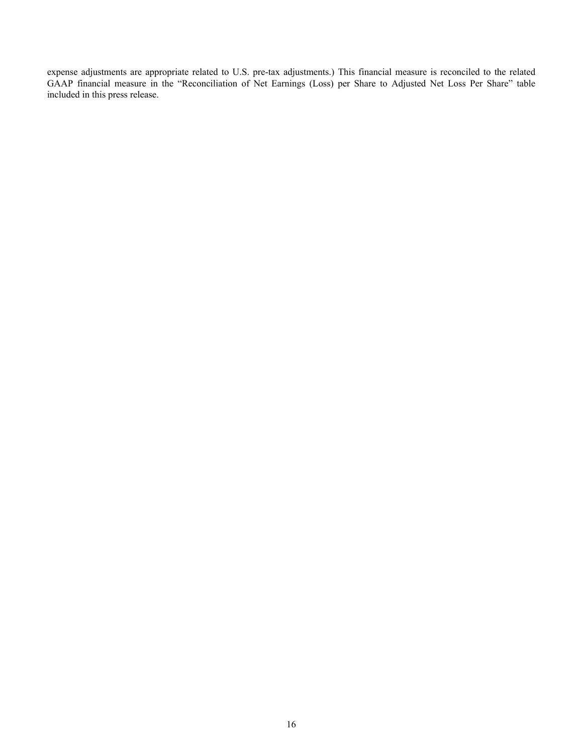expense adjustments are appropriate related to U.S. pre-tax adjustments.) This financial measure is reconciled to the related GAAP financial measure in the "Reconciliation of Net Earnings (Loss) per Share to Adjusted Net Loss Per Share" table included in this press release.